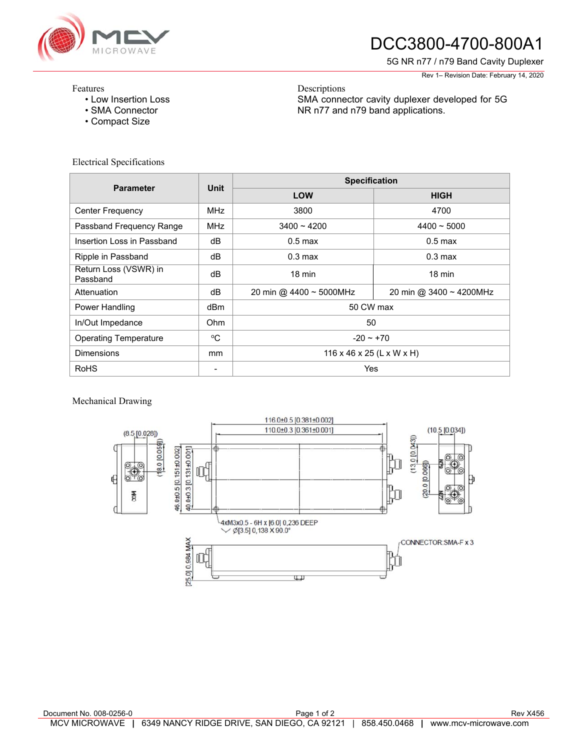# DCC3800-4700-800A1

5G NR n77 / n79 Band Cavity Duplexer

Rev 1– Revision Date: February 14, 2020

## Features

- Low Insertion Loss
- SMA Connector
- Compact Size

## Descriptions

SMA connector cavity duplexer developed for 5G NR n77 and n79 band applications.

## Electrical Specifications

| Parameter | Unit | Specification | |
|---|---|---|---|
| | | LOW | HIGH |
| Center Frequency | MHz | 3800 | 4700 |
| Passband Frequency Range | MHz | 3400 ~ 4200 | 4400 ~ 5000 |
| Insertion Loss in Passband | dB | 0.5 max | 0.5 max |
| Ripple in Passband | dB | 0.3 max | 0.3 max |
| Return Loss (VSWR) in Passband | dB | 18 min | 18 min |
| Attenuation | dB | 20 min @ 4400 ~ 5000MHz | 20 min @ 3400 ~ 4200MHz |
| Power Handling | dBm | 50 CW max | |
| In/Out Impedance | Ohm | 50 | |
| Operating Temperature | ºC | -20 ~ +70 | |
| Dimensions | mm | 116 x 46 x 25 (L x W x H) | |
| RoHS | - | Yes | |

## Mechanical Drawing

116.0±0.5 [0.381±0.002]
110.0±0.3 [0.361±0.001]
(8.5 [0.028])
(18.0 [0.059])
46.0±0.5 [0.151±0.002]
40.0±0.3 [0.131±0.001]
(13.0 [0.043])
(20.0 [0.066])
(10.5 [0.034])
COM
N79
N77
4xM3x0.5 - 6H x [6.0] 0.236 DEEP
Ø[3.5] 0.138 X 90.0°
[25.0] 0.984 MAX
CONNECTOR:SMA-F x 3

Document No. 008-0256-0

Rev X456

MCV MICROWAVE | 6349 NANCY RIDGE DRIVE, SAN DIEGO, CA 92121 | 858.450.0468 | www.mcv-microwave.com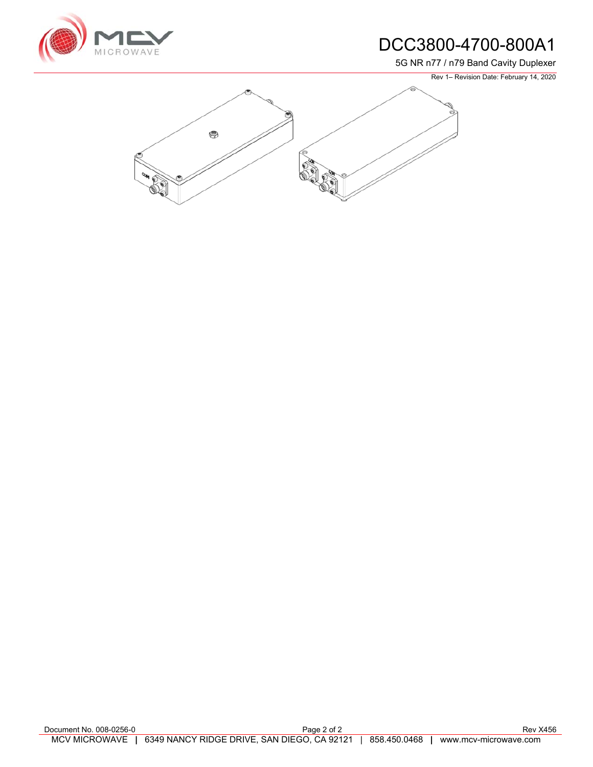# DCC3800-4700-800A1

5G NR n77 / n79 Band Cavity Duplexer

Rev 1– Revision Date: February 14, 2020

Document No. 008-0256-0

Rev X456

MCV MICROWAVE | 6349 NANCY RIDGE DRIVE, SAN DIEGO, CA 92121 | 858.450.0468 | www.mcv-microwave.com